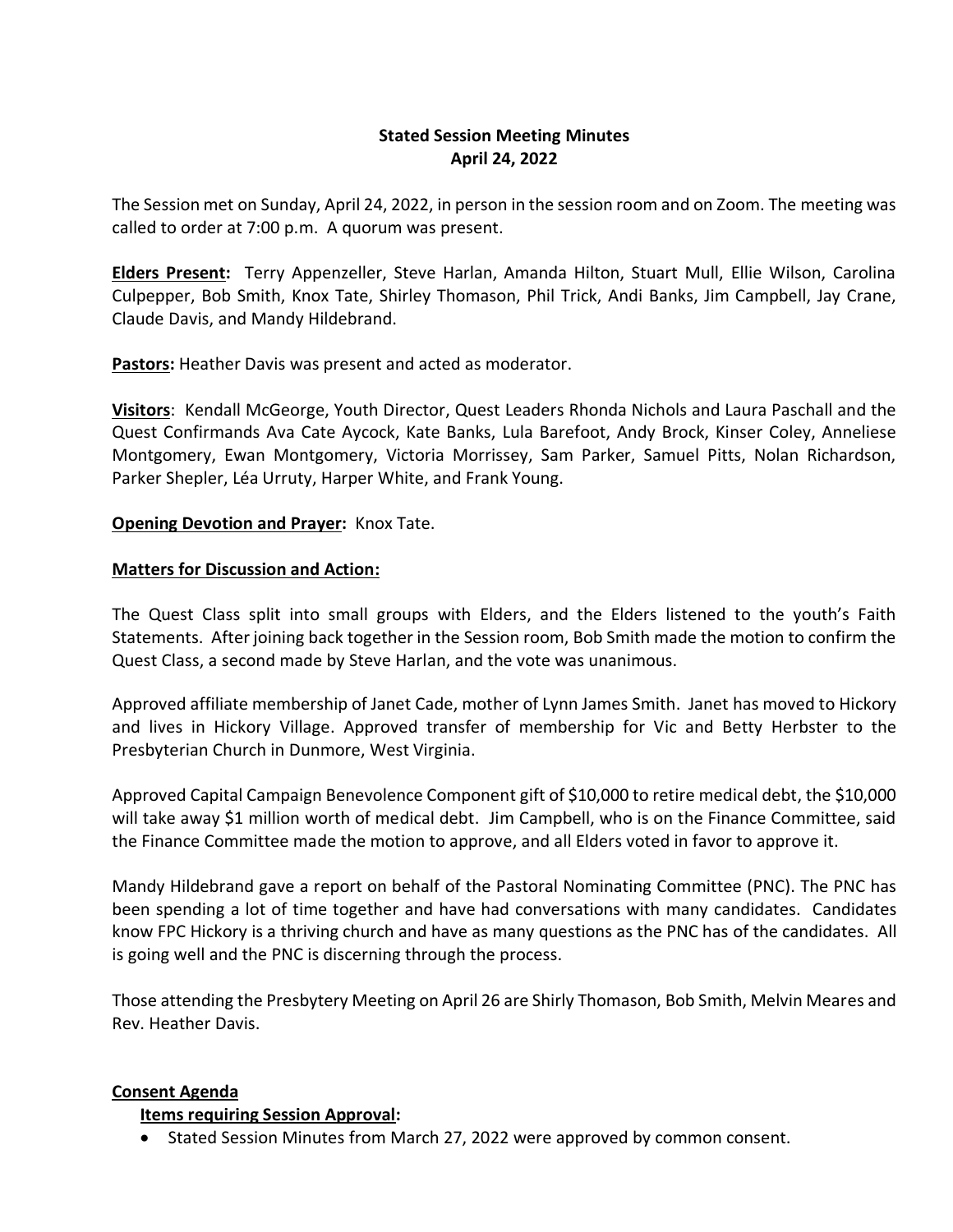**Stated Session Meeting Minutes**
**April 24, 2022**

The Session met on Sunday, April 24, 2022, in person in the session room and on Zoom. The meeting was called to order at 7:00 p.m. A quorum was present.

**Elders Present:** Terry Appenzeller, Steve Harlan, Amanda Hilton, Stuart Mull, Ellie Wilson, Carolina Culpepper, Bob Smith, Knox Tate, Shirley Thomason, Phil Trick, Andi Banks, Jim Campbell, Jay Crane, Claude Davis, and Mandy Hildebrand.

**Pastors:** Heather Davis was present and acted as moderator.

**Visitors**: Kendall McGeorge, Youth Director, Quest Leaders Rhonda Nichols and Laura Paschall and the Quest Confirmands Ava Cate Aycock, Kate Banks, Lula Barefoot, Andy Brock, Kinser Coley, Anneliese Montgomery, Ewan Montgomery, Victoria Morrissey, Sam Parker, Samuel Pitts, Nolan Richardson, Parker Shepler, Léa Urruty, Harper White, and Frank Young.

**Opening Devotion and Prayer:** Knox Tate.

**Matters for Discussion and Action:**

The Quest Class split into small groups with Elders, and the Elders listened to the youth's Faith Statements. After joining back together in the Session room, Bob Smith made the motion to confirm the Quest Class, a second made by Steve Harlan, and the vote was unanimous.

Approved affiliate membership of Janet Cade, mother of Lynn James Smith. Janet has moved to Hickory and lives in Hickory Village. Approved transfer of membership for Vic and Betty Herbster to the Presbyterian Church in Dunmore, West Virginia.

Approved Capital Campaign Benevolence Component gift of $10,000 to retire medical debt, the $10,000 will take away $1 million worth of medical debt. Jim Campbell, who is on the Finance Committee, said the Finance Committee made the motion to approve, and all Elders voted in favor to approve it.

Mandy Hildebrand gave a report on behalf of the Pastoral Nominating Committee (PNC). The PNC has been spending a lot of time together and have had conversations with many candidates. Candidates know FPC Hickory is a thriving church and have as many questions as the PNC has of the candidates. All is going well and the PNC is discerning through the process.

Those attending the Presbytery Meeting on April 26 are Shirly Thomason, Bob Smith, Melvin Meares and Rev. Heather Davis.

**Consent Agenda**

**Items requiring Session Approval:**

- Stated Session Minutes from March 27, 2022 were approved by common consent.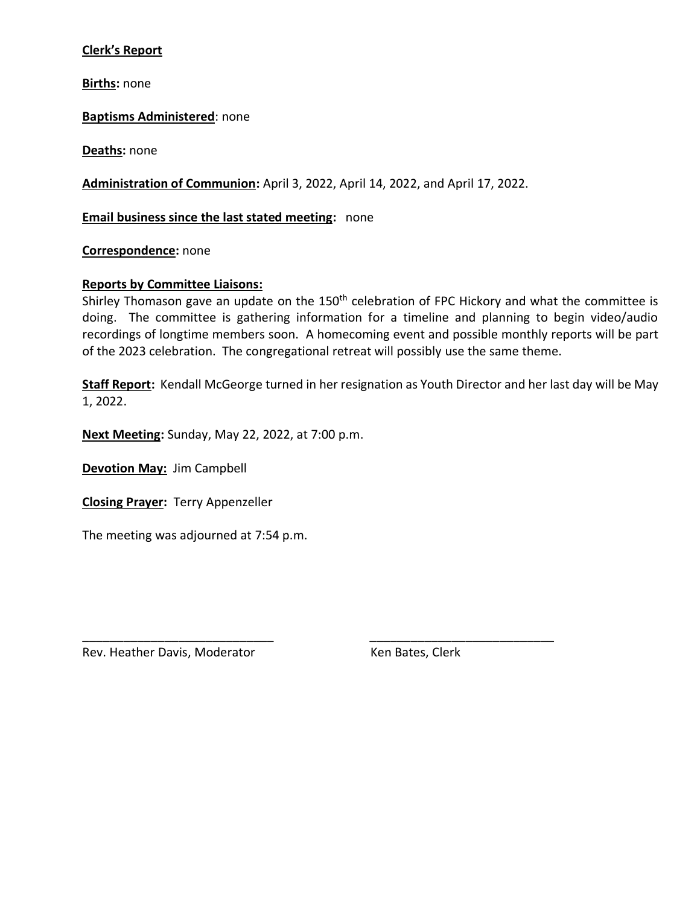**Clerk's Report**

**Births:** none

**Baptisms Administered**: none

**Deaths:** none

**Administration of Communion:** April 3, 2022, April 14, 2022, and April 17, 2022.

**Email business since the last stated meeting:** none

**Correspondence:** none

**Reports by Committee Liaisons:**
Shirley Thomason gave an update on the 150th celebration of FPC Hickory and what the committee is doing. The committee is gathering information for a timeline and planning to begin video/audio recordings of longtime members soon. A homecoming event and possible monthly reports will be part of the 2023 celebration. The congregational retreat will possibly use the same theme.

**Staff Report:** Kendall McGeorge turned in her resignation as Youth Director and her last day will be May 1, 2022.

**Next Meeting:** Sunday, May 22, 2022, at 7:00 p.m.

**Devotion May:** Jim Campbell

**Closing Prayer:** Terry Appenzeller

The meeting was adjourned at 7:54 p.m.

\_\_\_\_\_\_\_\_\_\_\_\_\_\_\_\_\_\_\_\_\_\_\_\_\_\_\_\_
Rev. Heather Davis, Moderator

\_\_\_\_\_\_\_\_\_\_\_\_\_\_\_\_\_\_\_\_\_\_\_\_\_\_\_\_
Ken Bates, Clerk